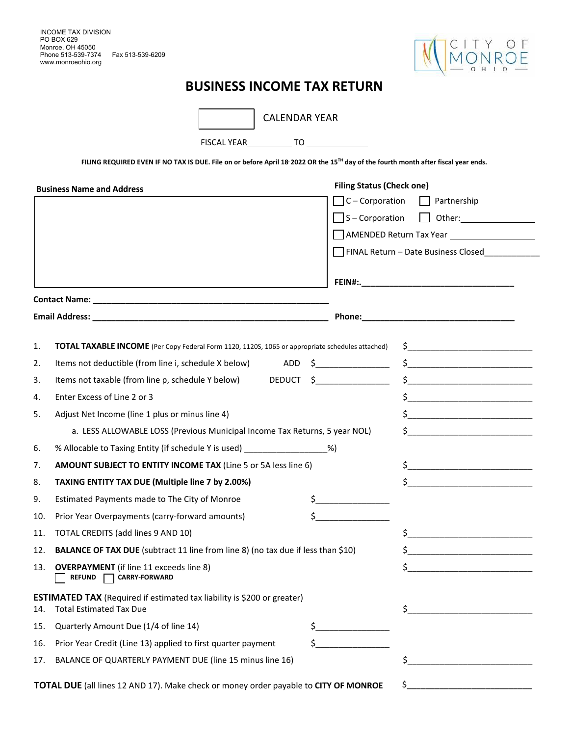INCOME TAX DIVISION
PO BOX 629
Monroe, OH 45050
Phone 513-539-7374 Fax 513-539-6209
www.monroeohio.org

CITY OF MONROE OHIO

# BUSINESS INCOME TAX RETURN

☐ CALENDAR YEAR

FISCAL YEAR__________ TO ____________

**FILING REQUIRED EVEN IF NO TAX IS DUE. File on or before April 18, 2022 OR the 15TH day of the fourth month after fiscal year ends.**

**Business Name and Address**

**Filing Status (Check one)**

☐ C – Corporation ☐ Partnership

☐ S – Corporation ☐ Other:____________

☐ AMENDED Return Tax Year ______________

☐ FINAL Return – Date Business Closed____________

**FEIN#:**.______________________________

**Contact Name:** ______________________________

**Email Address:** ______________________________ **Phone:**______________________________

| | | | | |
|---|---|---|---|---|
| 1. | **TOTAL TAXABLE INCOME** (Per Copy Federal Form 1120, 1120S, 1065 or appropriate schedules attached) | | | $ |
| 2. | Items not deductible (from line i, schedule X below) | ADD | $ | $ |
| 3. | Items not taxable (from line p, schedule Y below) | DEDUCT | $ | $ |
| 4. | Enter Excess of Line 2 or 3 | | | $ |
| 5. | Adjust Net Income (line 1 plus or minus line 4) | | | $ |
| | a. LESS ALLOWABLE LOSS (Previous Municipal Income Tax Returns, 5 year NOL) | | | $ |
| 6. | % Allocable to Taxing Entity (if schedule Y is used) ______________%) | | | |
| 7. | **AMOUNT SUBJECT TO ENTITY INCOME TAX** (Line 5 or 5A less line 6) | | | $ |
| 8. | **TAXING ENTITY TAX DUE (Multiple line 7 by 2.00%)** | | | $ |
| 9. | Estimated Payments made to The City of Monroe | | $ | |
| 10. | Prior Year Overpayments (carry-forward amounts) | | $ | |
| 11. | TOTAL CREDITS (add lines 9 AND 10) | | | $ |
| 12. | **BALANCE OF TAX DUE** (subtract 11 line from line 8) (no tax due if less than $10) | | | $ |
| 13. | **OVERPAYMENT** (if line 11 exceeds line 8) ☐ **REFUND** ☐ **CARRY-FORWARD** | | | $ |

**ESTIMATED TAX** (Required if estimated tax liability is $200 or greater)

| | | | |
|---|---|---|---|
| 14. | Total Estimated Tax Due | | $ |
| 15. | Quarterly Amount Due (1/4 of line 14) | $ | |
| 16. | Prior Year Credit (Line 13) applied to first quarter payment | $ | |
| 17. | BALANCE OF QUARTERLY PAYMENT DUE (line 15 minus line 16) | | $ |

**TOTAL DUE** (all lines 12 AND 17). Make check or money order payable to **CITY OF MONROE** $______________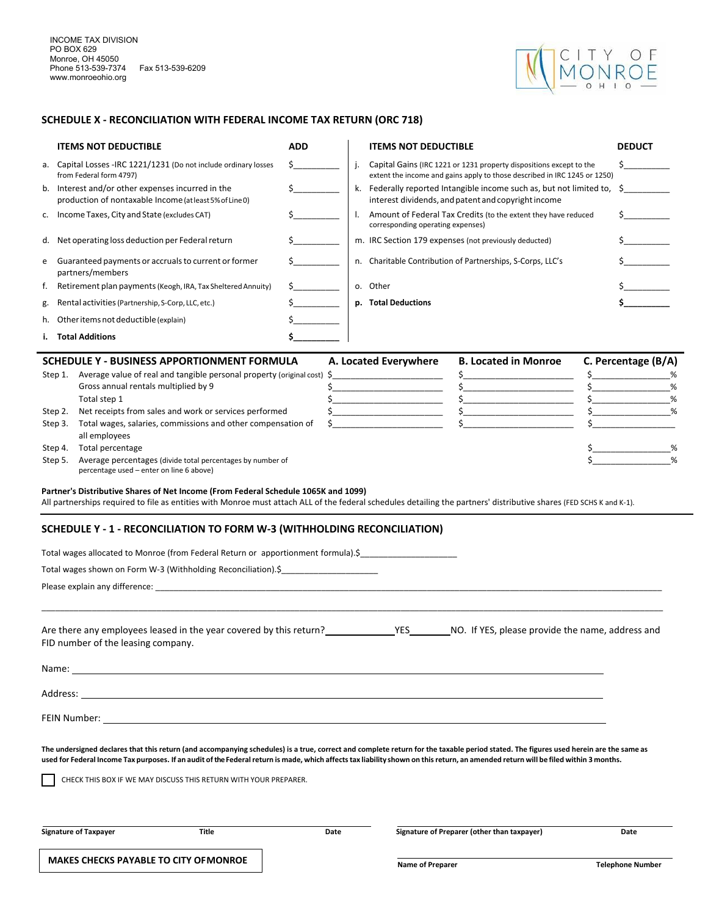INCOME TAX DIVISION
PO BOX 629
Monroe, OH 45050
Phone 513-539-7374 Fax 513-539-6209
www.monroeohio.org

CITY OF MONROE OHIO

## SCHEDULE X - RECONCILIATION WITH FEDERAL INCOME TAX RETURN (ORC 718)

| ITEMS NOT DEDUCTIBLE | ADD | ITEMS NOT DEDUCTIBLE | DEDUCT |
|---|---|---|---|
| a. Capital Losses -IRC 1221/1231 (Do not include ordinary losses from Federal form 4797) | $_________ | j. Capital Gains (IRC 1221 or 1231 property dispositions except to the extent the income and gains apply to those described in IRC 1245 or 1250) | $_________ |
| b. Interest and/or other expenses incurred in the production of nontaxable Income (at least 5% of Line 0) | $_________ | k. Federally reported Intangible income such as, but not limited to, interest dividends, and patent and copyright income | $_________ |
| c. Income Taxes, City and State (excludes CAT) | $_________ | l. Amount of Federal Tax Credits (to the extent they have reduced corresponding operating expenses) | $_________ |
| d. Net operating loss deduction per Federal return | $_________ | m. IRC Section 179 expenses (not previously deducted) | $_________ |
| e Guaranteed payments or accruals to current or former partners/members | $_________ | n. Charitable Contribution of Partnerships, S-Corps, LLC's | $_________ |
| f. Retirement plan payments (Keogh, IRA, Tax Sheltered Annuity) | $_________ | o. Other | $_________ |
| g. Rental activities (Partnership, S-Corp, LLC, etc.) | $_________ | **p. Total Deductions** | **$_________** |
| h. Other items not deductible (explain) | $_________ | | |
| **i. Total Additions** | **$_________** | | |

## SCHEDULE Y - BUSINESS APPORTIONMENT FORMULA

| | | A. Located Everywhere | B. Located in Monroe | C. Percentage (B/A) |
|---|---|---|---|---|
| Step 1. | Average value of real and tangible personal property (original cost) | $_________ | $_________ | $_________% |
| | Gross annual rentals multiplied by 9 | $_________ | $_________ | $_________% |
| | Total step 1 | $_________ | $_________ | $_________% |
| Step 2. | Net receipts from sales and work or services performed | $_________ | $_________ | $_________% |
| Step 3. | Total wages, salaries, commissions and other compensation of all employees | $_________ | $_________ | $_________ |
| Step 4. | Total percentage | | | $_________% |
| Step 5. | Average percentages (divide total percentages by number of percentage used – enter on line 6 above) | | | $_________% |

**Partner's Distributive Shares of Net Income (From Federal Schedule 1065K and 1099)**
All partnerships required to file as entities with Monroe must attach ALL of the federal schedules detailing the partners' distributive shares (FED SCHS K and K-1).

## SCHEDULE Y - 1 - RECONCILIATION TO FORM W-3 (WITHHOLDING RECONCILIATION)

Total wages allocated to Monroe (from Federal Return or apportionment formula).$____________________

Total wages shown on Form W-3 (Withholding Reconciliation).$____________________

Please explain any difference: ____________________________________________________________

____________________________________________________________

Are there any employees leased in the year covered by this return?____________YES________NO. If YES, please provide the name, address and FID number of the leasing company.

Name: ____________________________________________________________

Address: ____________________________________________________________

FEIN Number: ____________________________________________________________

**The undersigned declares that this return (and accompanying schedules) is a true, correct and complete return for the taxable period stated. The figures used herein are the same as used for Federal Income Tax purposes. If an audit of the Federal return is made, which affects tax liability shown on this return, an amended return will be filed within 3 months.**

☐ CHECK THIS BOX IF WE MAY DISCUSS THIS RETURN WITH YOUR PREPARER.

| | | | | |
|---|---|---|---|---|
| **Signature of Taxpayer** | **Title** | **Date** | **Signature of Preparer (other than taxpayer)** | **Date** |
| | | | **Name of Preparer** | **Telephone Number** |

**MAKES CHECKS PAYABLE TO CITY OF MONROE**